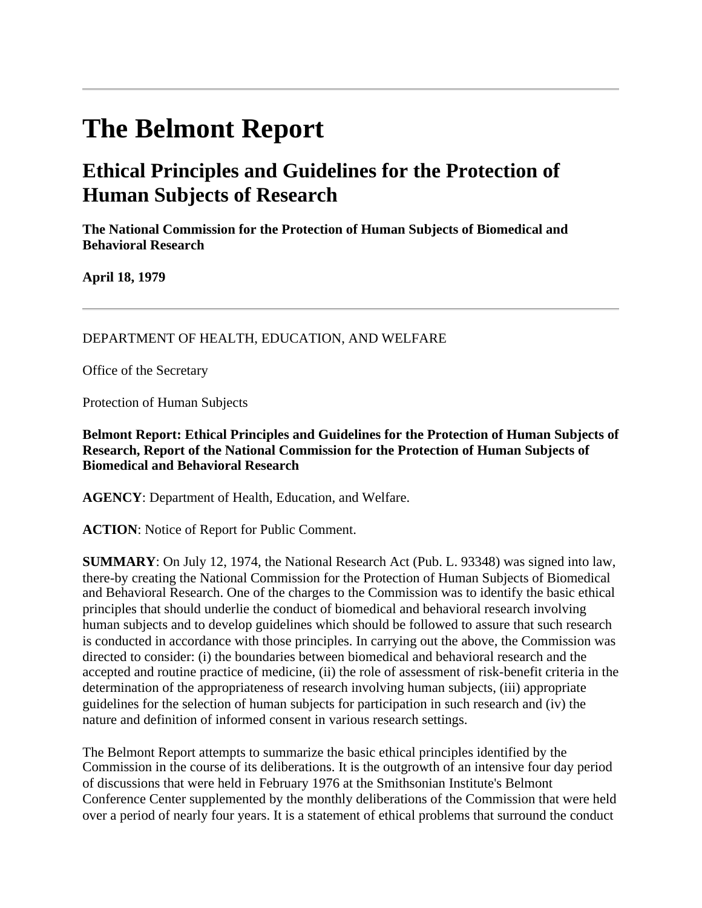---

# The Belmont Report

## Ethical Principles and Guidelines for the Protection of Human Subjects of Research

**The National Commission for the Protection of Human Subjects of Biomedical and Behavioral Research**

**April 18, 1979**

---

DEPARTMENT OF HEALTH, EDUCATION, AND WELFARE

Office of the Secretary

Protection of Human Subjects

**Belmont Report: Ethical Principles and Guidelines for the Protection of Human Subjects of Research, Report of the National Commission for the Protection of Human Subjects of Biomedical and Behavioral Research**

**AGENCY**: Department of Health, Education, and Welfare.

**ACTION**: Notice of Report for Public Comment.

**SUMMARY**: On July 12, 1974, the National Research Act (Pub. L. 93348) was signed into law, there-by creating the National Commission for the Protection of Human Subjects of Biomedical and Behavioral Research. One of the charges to the Commission was to identify the basic ethical principles that should underlie the conduct of biomedical and behavioral research involving human subjects and to develop guidelines which should be followed to assure that such research is conducted in accordance with those principles. In carrying out the above, the Commission was directed to consider: (i) the boundaries between biomedical and behavioral research and the accepted and routine practice of medicine, (ii) the role of assessment of risk-benefit criteria in the determination of the appropriateness of research involving human subjects, (iii) appropriate guidelines for the selection of human subjects for participation in such research and (iv) the nature and definition of informed consent in various research settings.

The Belmont Report attempts to summarize the basic ethical principles identified by the Commission in the course of its deliberations. It is the outgrowth of an intensive four day period of discussions that were held in February 1976 at the Smithsonian Institute's Belmont Conference Center supplemented by the monthly deliberations of the Commission that were held over a period of nearly four years. It is a statement of ethical problems that surround the conduct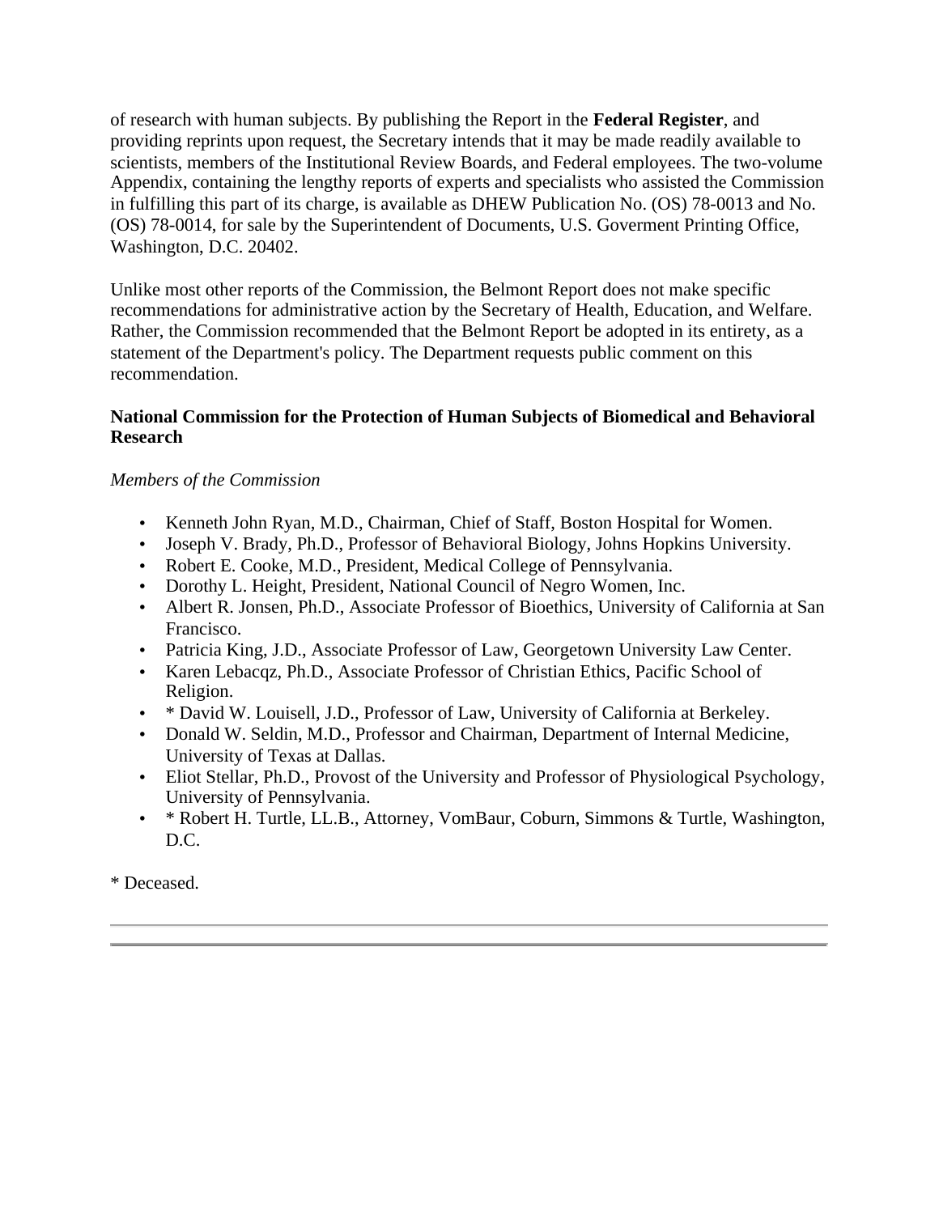of research with human subjects. By publishing the Report in the **Federal Register**, and providing reprints upon request, the Secretary intends that it may be made readily available to scientists, members of the Institutional Review Boards, and Federal employees. The two-volume Appendix, containing the lengthy reports of experts and specialists who assisted the Commission in fulfilling this part of its charge, is available as DHEW Publication No. (OS) 78-0013 and No. (OS) 78-0014, for sale by the Superintendent of Documents, U.S. Goverment Printing Office, Washington, D.C. 20402.

Unlike most other reports of the Commission, the Belmont Report does not make specific recommendations for administrative action by the Secretary of Health, Education, and Welfare. Rather, the Commission recommended that the Belmont Report be adopted in its entirety, as a statement of the Department's policy. The Department requests public comment on this recommendation.

**National Commission for the Protection of Human Subjects of Biomedical and Behavioral Research**

*Members of the Commission*

- Kenneth John Ryan, M.D., Chairman, Chief of Staff, Boston Hospital for Women.
- Joseph V. Brady, Ph.D., Professor of Behavioral Biology, Johns Hopkins University.
- Robert E. Cooke, M.D., President, Medical College of Pennsylvania.
- Dorothy L. Height, President, National Council of Negro Women, Inc.
- Albert R. Jonsen, Ph.D., Associate Professor of Bioethics, University of California at San Francisco.
- Patricia King, J.D., Associate Professor of Law, Georgetown University Law Center.
- Karen Lebacqz, Ph.D., Associate Professor of Christian Ethics, Pacific School of Religion.
- * David W. Louisell, J.D., Professor of Law, University of California at Berkeley.
- Donald W. Seldin, M.D., Professor and Chairman, Department of Internal Medicine, University of Texas at Dallas.
- Eliot Stellar, Ph.D., Provost of the University and Professor of Physiological Psychology, University of Pennsylvania.
- * Robert H. Turtle, LL.B., Attorney, VomBaur, Coburn, Simmons & Turtle, Washington, D.C.

* Deceased.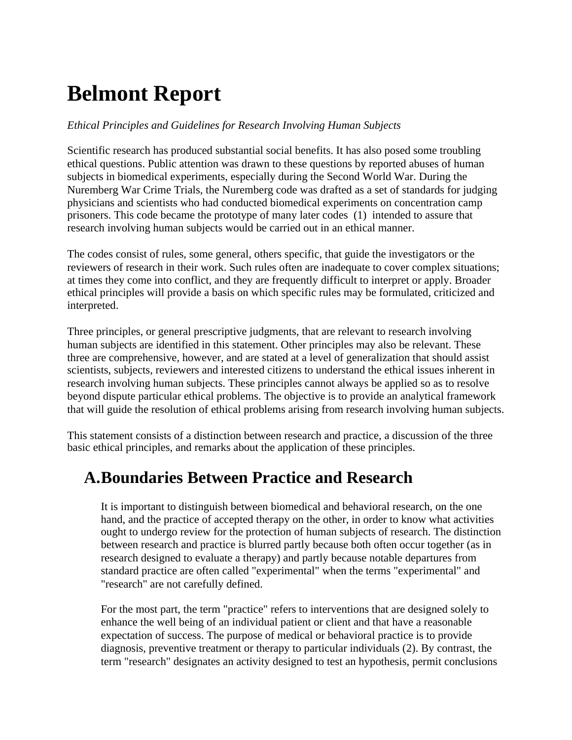# Belmont Report

*Ethical Principles and Guidelines for Research Involving Human Subjects*

Scientific research has produced substantial social benefits. It has also posed some troubling ethical questions. Public attention was drawn to these questions by reported abuses of human subjects in biomedical experiments, especially during the Second World War. During the Nuremberg War Crime Trials, the Nuremberg code was drafted as a set of standards for judging physicians and scientists who had conducted biomedical experiments on concentration camp prisoners. This code became the prototype of many later codes (1) intended to assure that research involving human subjects would be carried out in an ethical manner.

The codes consist of rules, some general, others specific, that guide the investigators or the reviewers of research in their work. Such rules often are inadequate to cover complex situations; at times they come into conflict, and they are frequently difficult to interpret or apply. Broader ethical principles will provide a basis on which specific rules may be formulated, criticized and interpreted.

Three principles, or general prescriptive judgments, that are relevant to research involving human subjects are identified in this statement. Other principles may also be relevant. These three are comprehensive, however, and are stated at a level of generalization that should assist scientists, subjects, reviewers and interested citizens to understand the ethical issues inherent in research involving human subjects. These principles cannot always be applied so as to resolve beyond dispute particular ethical problems. The objective is to provide an analytical framework that will guide the resolution of ethical problems arising from research involving human subjects.

This statement consists of a distinction between research and practice, a discussion of the three basic ethical principles, and remarks about the application of these principles.

## A. Boundaries Between Practice and Research

It is important to distinguish between biomedical and behavioral research, on the one hand, and the practice of accepted therapy on the other, in order to know what activities ought to undergo review for the protection of human subjects of research. The distinction between research and practice is blurred partly because both often occur together (as in research designed to evaluate a therapy) and partly because notable departures from standard practice are often called "experimental" when the terms "experimental" and "research" are not carefully defined.

For the most part, the term "practice" refers to interventions that are designed solely to enhance the well being of an individual patient or client and that have a reasonable expectation of success. The purpose of medical or behavioral practice is to provide diagnosis, preventive treatment or therapy to particular individuals (2). By contrast, the term "research" designates an activity designed to test an hypothesis, permit conclusions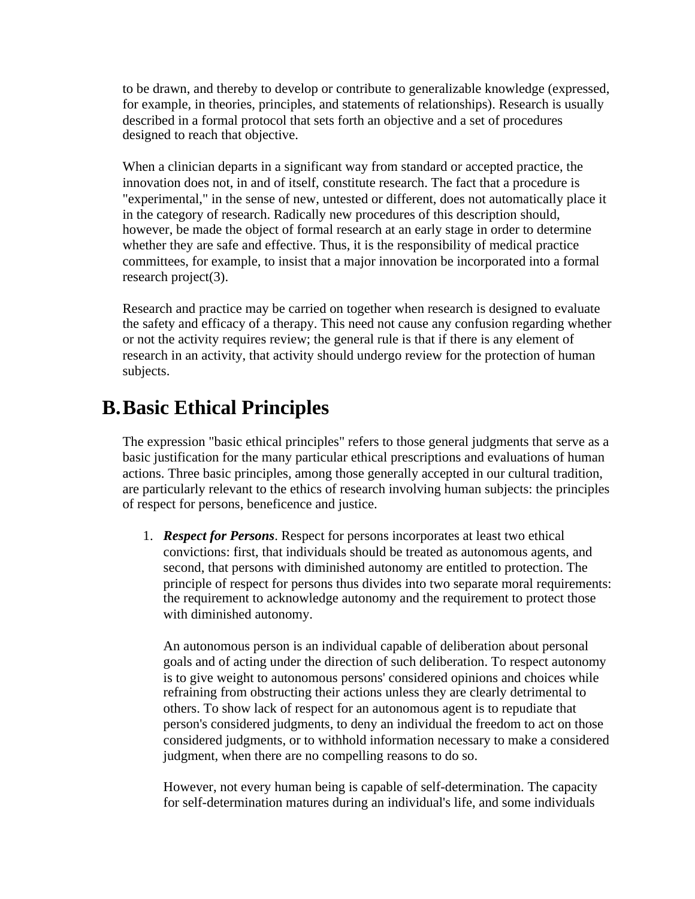to be drawn, and thereby to develop or contribute to generalizable knowledge (expressed, for example, in theories, principles, and statements of relationships). Research is usually described in a formal protocol that sets forth an objective and a set of procedures designed to reach that objective.

When a clinician departs in a significant way from standard or accepted practice, the innovation does not, in and of itself, constitute research. The fact that a procedure is "experimental," in the sense of new, untested or different, does not automatically place it in the category of research. Radically new procedures of this description should, however, be made the object of formal research at an early stage in order to determine whether they are safe and effective. Thus, it is the responsibility of medical practice committees, for example, to insist that a major innovation be incorporated into a formal research project(3).

Research and practice may be carried on together when research is designed to evaluate the safety and efficacy of a therapy. This need not cause any confusion regarding whether or not the activity requires review; the general rule is that if there is any element of research in an activity, that activity should undergo review for the protection of human subjects.

## B. Basic Ethical Principles

The expression "basic ethical principles" refers to those general judgments that serve as a basic justification for the many particular ethical prescriptions and evaluations of human actions. Three basic principles, among those generally accepted in our cultural tradition, are particularly relevant to the ethics of research involving human subjects: the principles of respect for persons, beneficence and justice.

1. ***Respect for Persons***. Respect for persons incorporates at least two ethical convictions: first, that individuals should be treated as autonomous agents, and second, that persons with diminished autonomy are entitled to protection. The principle of respect for persons thus divides into two separate moral requirements: the requirement to acknowledge autonomy and the requirement to protect those with diminished autonomy.

   An autonomous person is an individual capable of deliberation about personal goals and of acting under the direction of such deliberation. To respect autonomy is to give weight to autonomous persons' considered opinions and choices while refraining from obstructing their actions unless they are clearly detrimental to others. To show lack of respect for an autonomous agent is to repudiate that person's considered judgments, to deny an individual the freedom to act on those considered judgments, or to withhold information necessary to make a considered judgment, when there are no compelling reasons to do so.

   However, not every human being is capable of self-determination. The capacity for self-determination matures during an individual's life, and some individuals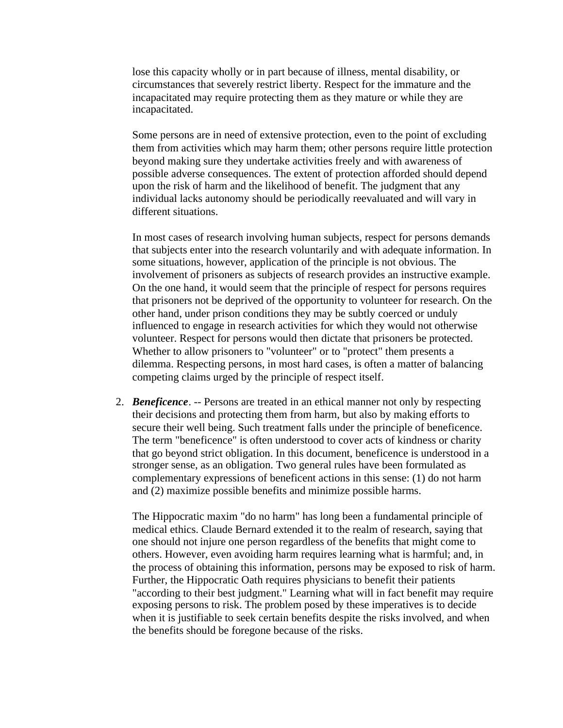lose this capacity wholly or in part because of illness, mental disability, or circumstances that severely restrict liberty. Respect for the immature and the incapacitated may require protecting them as they mature or while they are incapacitated.

Some persons are in need of extensive protection, even to the point of excluding them from activities which may harm them; other persons require little protection beyond making sure they undertake activities freely and with awareness of possible adverse consequences. The extent of protection afforded should depend upon the risk of harm and the likelihood of benefit. The judgment that any individual lacks autonomy should be periodically reevaluated and will vary in different situations.

In most cases of research involving human subjects, respect for persons demands that subjects enter into the research voluntarily and with adequate information. In some situations, however, application of the principle is not obvious. The involvement of prisoners as subjects of research provides an instructive example. On the one hand, it would seem that the principle of respect for persons requires that prisoners not be deprived of the opportunity to volunteer for research. On the other hand, under prison conditions they may be subtly coerced or unduly influenced to engage in research activities for which they would not otherwise volunteer. Respect for persons would then dictate that prisoners be protected. Whether to allow prisoners to "volunteer" or to "protect" them presents a dilemma. Respecting persons, in most hard cases, is often a matter of balancing competing claims urged by the principle of respect itself.

2. ***Beneficence***. -- Persons are treated in an ethical manner not only by respecting their decisions and protecting them from harm, but also by making efforts to secure their well being. Such treatment falls under the principle of beneficence. The term "beneficence" is often understood to cover acts of kindness or charity that go beyond strict obligation. In this document, beneficence is understood in a stronger sense, as an obligation. Two general rules have been formulated as complementary expressions of beneficent actions in this sense: (1) do not harm and (2) maximize possible benefits and minimize possible harms.

   The Hippocratic maxim "do no harm" has long been a fundamental principle of medical ethics. Claude Bernard extended it to the realm of research, saying that one should not injure one person regardless of the benefits that might come to others. However, even avoiding harm requires learning what is harmful; and, in the process of obtaining this information, persons may be exposed to risk of harm. Further, the Hippocratic Oath requires physicians to benefit their patients "according to their best judgment." Learning what will in fact benefit may require exposing persons to risk. The problem posed by these imperatives is to decide when it is justifiable to seek certain benefits despite the risks involved, and when the benefits should be foregone because of the risks.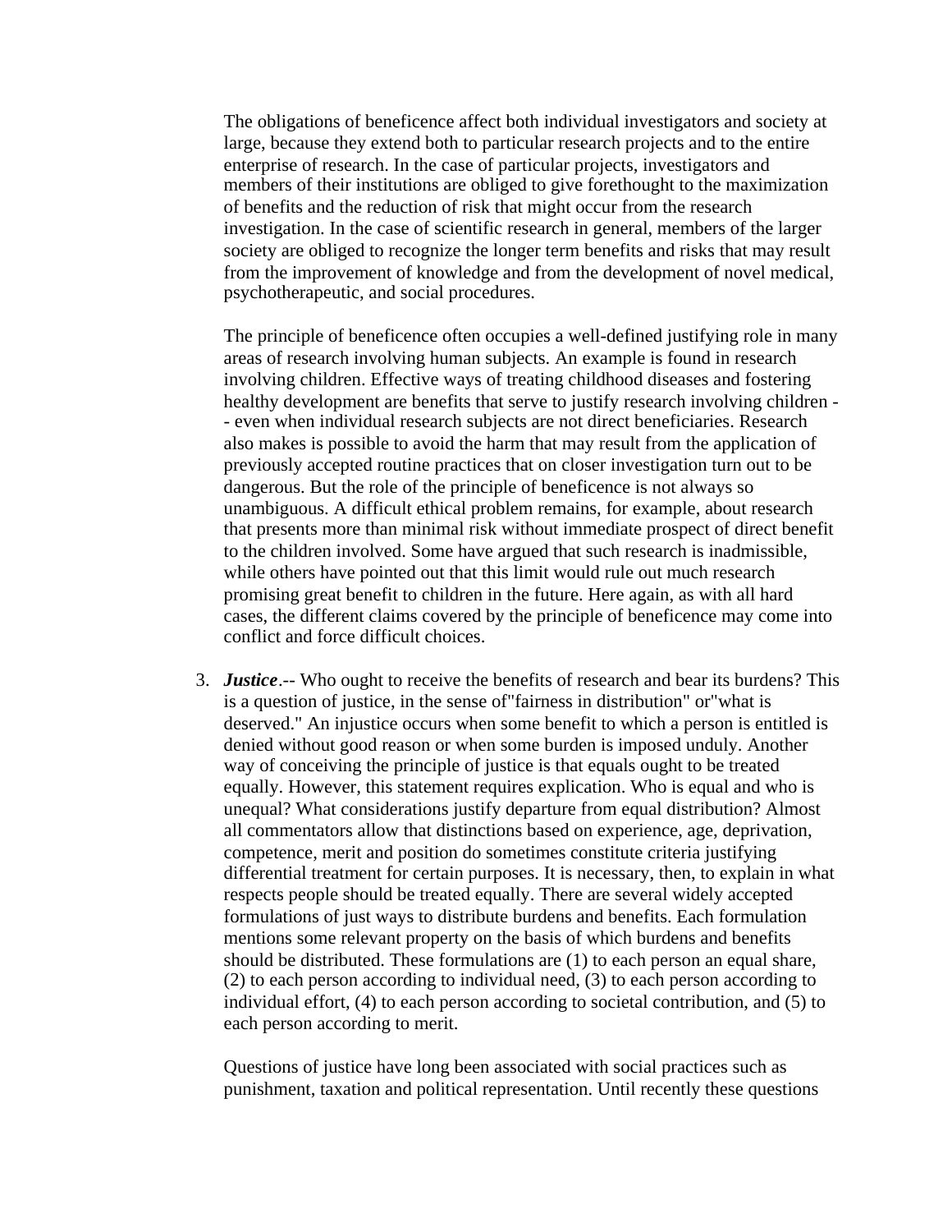The obligations of beneficence affect both individual investigators and society at large, because they extend both to particular research projects and to the entire enterprise of research. In the case of particular projects, investigators and members of their institutions are obliged to give forethought to the maximization of benefits and the reduction of risk that might occur from the research investigation. In the case of scientific research in general, members of the larger society are obliged to recognize the longer term benefits and risks that may result from the improvement of knowledge and from the development of novel medical, psychotherapeutic, and social procedures.

The principle of beneficence often occupies a well-defined justifying role in many areas of research involving human subjects. An example is found in research involving children. Effective ways of treating childhood diseases and fostering healthy development are benefits that serve to justify research involving children -- even when individual research subjects are not direct beneficiaries. Research also makes is possible to avoid the harm that may result from the application of previously accepted routine practices that on closer investigation turn out to be dangerous. But the role of the principle of beneficence is not always so unambiguous. A difficult ethical problem remains, for example, about research that presents more than minimal risk without immediate prospect of direct benefit to the children involved. Some have argued that such research is inadmissible, while others have pointed out that this limit would rule out much research promising great benefit to children in the future. Here again, as with all hard cases, the different claims covered by the principle of beneficence may come into conflict and force difficult choices.

3. ***Justice***.-- Who ought to receive the benefits of research and bear its burdens? This is a question of justice, in the sense of"fairness in distribution" or"what is deserved." An injustice occurs when some benefit to which a person is entitled is denied without good reason or when some burden is imposed unduly. Another way of conceiving the principle of justice is that equals ought to be treated equally. However, this statement requires explication. Who is equal and who is unequal? What considerations justify departure from equal distribution? Almost all commentators allow that distinctions based on experience, age, deprivation, competence, merit and position do sometimes constitute criteria justifying differential treatment for certain purposes. It is necessary, then, to explain in what respects people should be treated equally. There are several widely accepted formulations of just ways to distribute burdens and benefits. Each formulation mentions some relevant property on the basis of which burdens and benefits should be distributed. These formulations are (1) to each person an equal share, (2) to each person according to individual need, (3) to each person according to individual effort, (4) to each person according to societal contribution, and (5) to each person according to merit.

   Questions of justice have long been associated with social practices such as punishment, taxation and political representation. Until recently these questions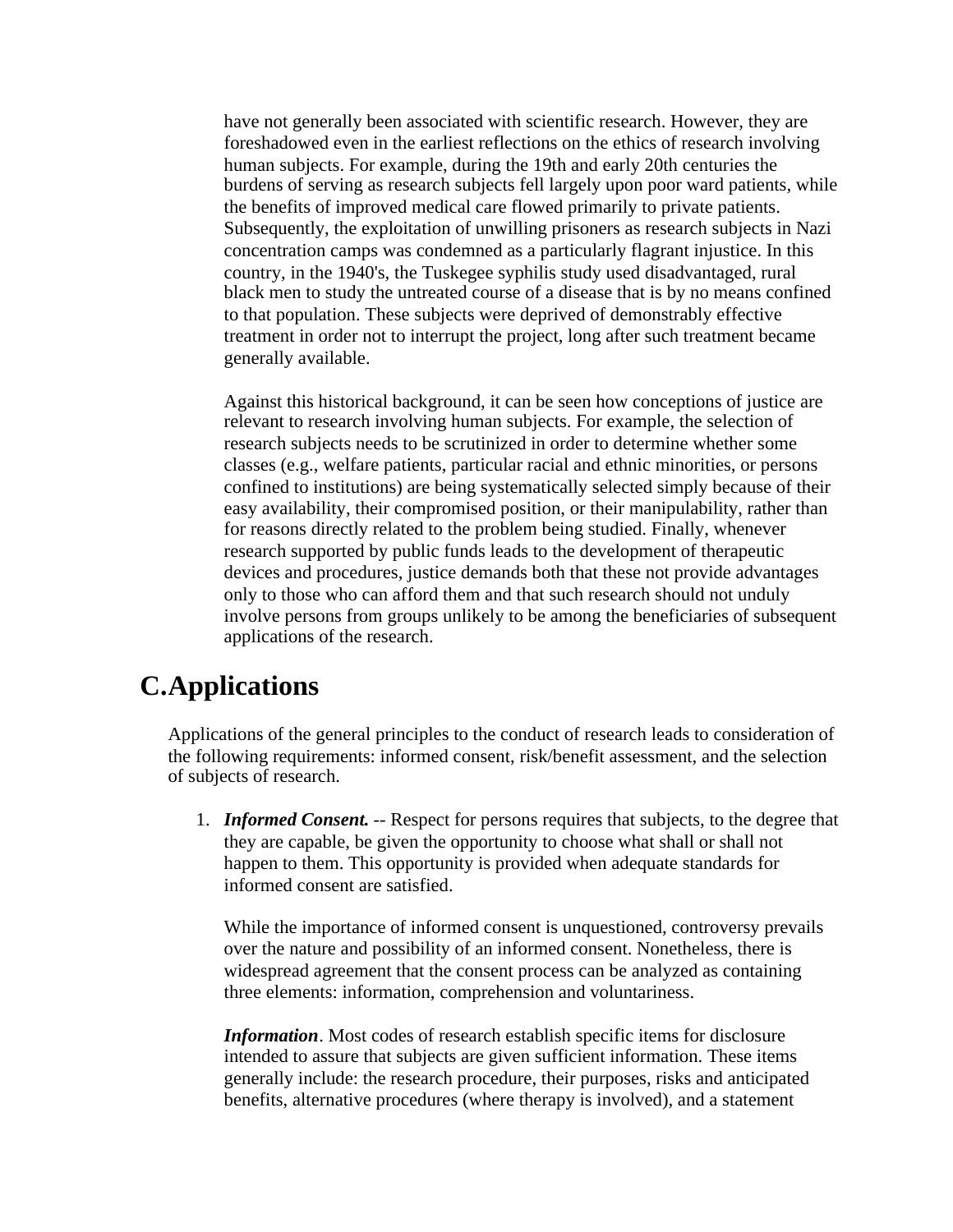have not generally been associated with scientific research. However, they are foreshadowed even in the earliest reflections on the ethics of research involving human subjects. For example, during the 19th and early 20th centuries the burdens of serving as research subjects fell largely upon poor ward patients, while the benefits of improved medical care flowed primarily to private patients. Subsequently, the exploitation of unwilling prisoners as research subjects in Nazi concentration camps was condemned as a particularly flagrant injustice. In this country, in the 1940's, the Tuskegee syphilis study used disadvantaged, rural black men to study the untreated course of a disease that is by no means confined to that population. These subjects were deprived of demonstrably effective treatment in order not to interrupt the project, long after such treatment became generally available.

Against this historical background, it can be seen how conceptions of justice are relevant to research involving human subjects. For example, the selection of research subjects needs to be scrutinized in order to determine whether some classes (e.g., welfare patients, particular racial and ethnic minorities, or persons confined to institutions) are being systematically selected simply because of their easy availability, their compromised position, or their manipulability, rather than for reasons directly related to the problem being studied. Finally, whenever research supported by public funds leads to the development of therapeutic devices and procedures, justice demands both that these not provide advantages only to those who can afford them and that such research should not unduly involve persons from groups unlikely to be among the beneficiaries of subsequent applications of the research.

## C. Applications

Applications of the general principles to the conduct of research leads to consideration of the following requirements: informed consent, risk/benefit assessment, and the selection of subjects of research.

1. ***Informed Consent.*** -- Respect for persons requires that subjects, to the degree that they are capable, be given the opportunity to choose what shall or shall not happen to them. This opportunity is provided when adequate standards for informed consent are satisfied.

   While the importance of informed consent is unquestioned, controversy prevails over the nature and possibility of an informed consent. Nonetheless, there is widespread agreement that the consent process can be analyzed as containing three elements: information, comprehension and voluntariness.

   ***Information***. Most codes of research establish specific items for disclosure intended to assure that subjects are given sufficient information. These items generally include: the research procedure, their purposes, risks and anticipated benefits, alternative procedures (where therapy is involved), and a statement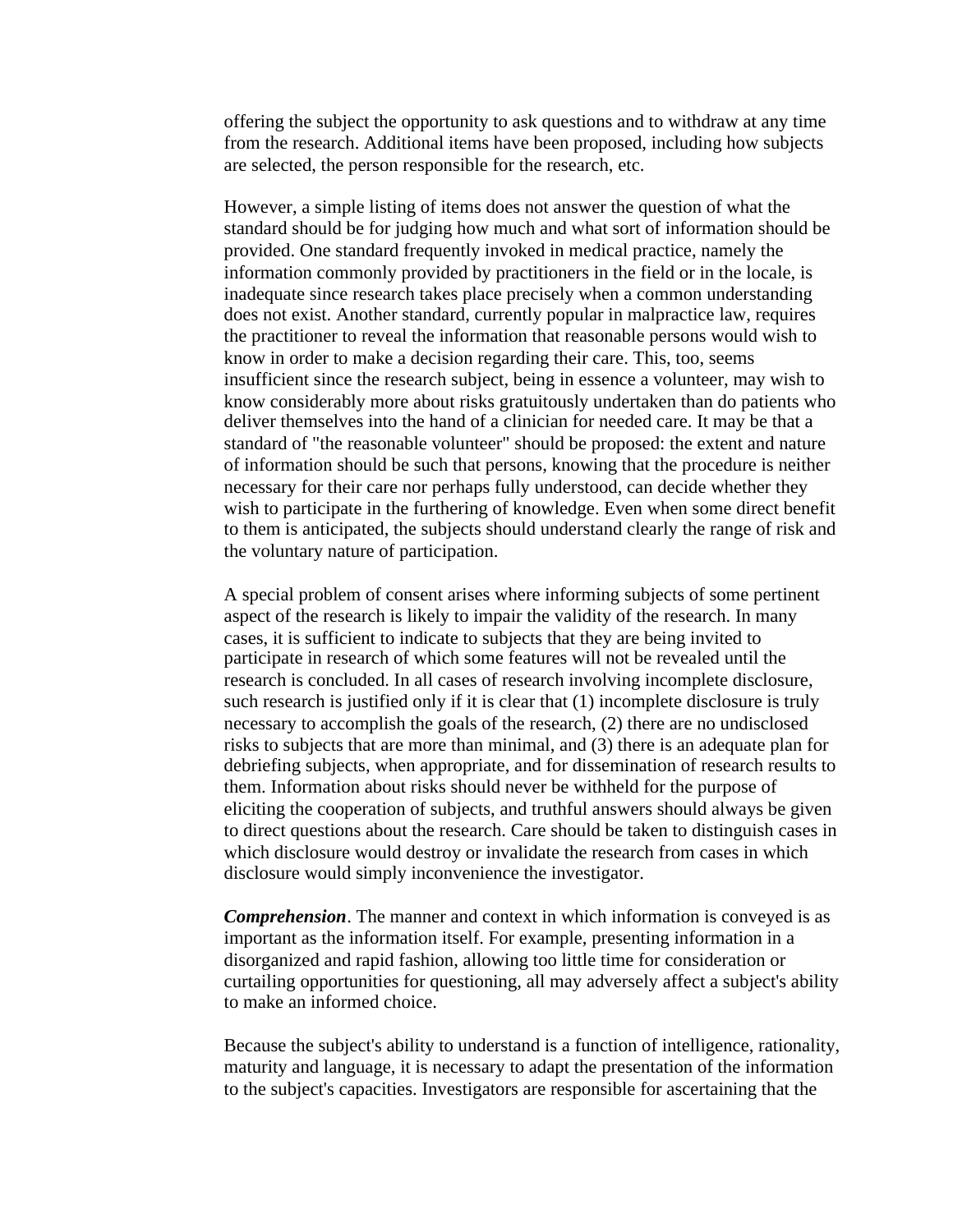offering the subject the opportunity to ask questions and to withdraw at any time from the research. Additional items have been proposed, including how subjects are selected, the person responsible for the research, etc.

However, a simple listing of items does not answer the question of what the standard should be for judging how much and what sort of information should be provided. One standard frequently invoked in medical practice, namely the information commonly provided by practitioners in the field or in the locale, is inadequate since research takes place precisely when a common understanding does not exist. Another standard, currently popular in malpractice law, requires the practitioner to reveal the information that reasonable persons would wish to know in order to make a decision regarding their care. This, too, seems insufficient since the research subject, being in essence a volunteer, may wish to know considerably more about risks gratuitously undertaken than do patients who deliver themselves into the hand of a clinician for needed care. It may be that a standard of "the reasonable volunteer" should be proposed: the extent and nature of information should be such that persons, knowing that the procedure is neither necessary for their care nor perhaps fully understood, can decide whether they wish to participate in the furthering of knowledge. Even when some direct benefit to them is anticipated, the subjects should understand clearly the range of risk and the voluntary nature of participation.

A special problem of consent arises where informing subjects of some pertinent aspect of the research is likely to impair the validity of the research. In many cases, it is sufficient to indicate to subjects that they are being invited to participate in research of which some features will not be revealed until the research is concluded. In all cases of research involving incomplete disclosure, such research is justified only if it is clear that (1) incomplete disclosure is truly necessary to accomplish the goals of the research, (2) there are no undisclosed risks to subjects that are more than minimal, and (3) there is an adequate plan for debriefing subjects, when appropriate, and for dissemination of research results to them. Information about risks should never be withheld for the purpose of eliciting the cooperation of subjects, and truthful answers should always be given to direct questions about the research. Care should be taken to distinguish cases in which disclosure would destroy or invalidate the research from cases in which disclosure would simply inconvenience the investigator.

***Comprehension***. The manner and context in which information is conveyed is as important as the information itself. For example, presenting information in a disorganized and rapid fashion, allowing too little time for consideration or curtailing opportunities for questioning, all may adversely affect a subject's ability to make an informed choice.

Because the subject's ability to understand is a function of intelligence, rationality, maturity and language, it is necessary to adapt the presentation of the information to the subject's capacities. Investigators are responsible for ascertaining that the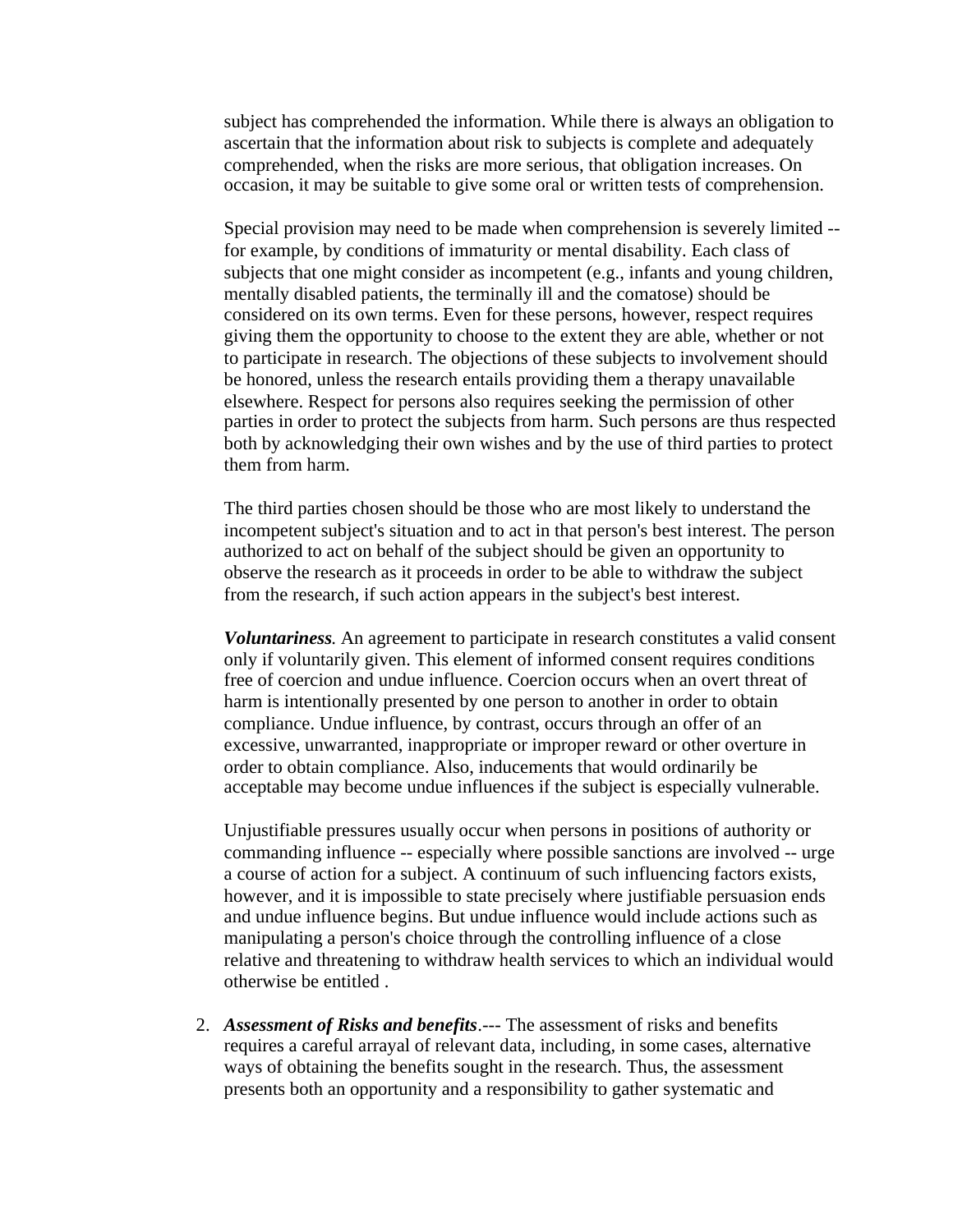subject has comprehended the information. While there is always an obligation to ascertain that the information about risk to subjects is complete and adequately comprehended, when the risks are more serious, that obligation increases. On occasion, it may be suitable to give some oral or written tests of comprehension.

Special provision may need to be made when comprehension is severely limited -- for example, by conditions of immaturity or mental disability. Each class of subjects that one might consider as incompetent (e.g., infants and young children, mentally disabled patients, the terminally ill and the comatose) should be considered on its own terms. Even for these persons, however, respect requires giving them the opportunity to choose to the extent they are able, whether or not to participate in research. The objections of these subjects to involvement should be honored, unless the research entails providing them a therapy unavailable elsewhere. Respect for persons also requires seeking the permission of other parties in order to protect the subjects from harm. Such persons are thus respected both by acknowledging their own wishes and by the use of third parties to protect them from harm.

The third parties chosen should be those who are most likely to understand the incompetent subject's situation and to act in that person's best interest. The person authorized to act on behalf of the subject should be given an opportunity to observe the research as it proceeds in order to be able to withdraw the subject from the research, if such action appears in the subject's best interest.

***Voluntariness***. An agreement to participate in research constitutes a valid consent only if voluntarily given. This element of informed consent requires conditions free of coercion and undue influence. Coercion occurs when an overt threat of harm is intentionally presented by one person to another in order to obtain compliance. Undue influence, by contrast, occurs through an offer of an excessive, unwarranted, inappropriate or improper reward or other overture in order to obtain compliance. Also, inducements that would ordinarily be acceptable may become undue influences if the subject is especially vulnerable.

Unjustifiable pressures usually occur when persons in positions of authority or commanding influence -- especially where possible sanctions are involved -- urge a course of action for a subject. A continuum of such influencing factors exists, however, and it is impossible to state precisely where justifiable persuasion ends and undue influence begins. But undue influence would include actions such as manipulating a person's choice through the controlling influence of a close relative and threatening to withdraw health services to which an individual would otherwise be entitled .

2. ***Assessment of Risks and benefits***.--- The assessment of risks and benefits requires a careful arrayal of relevant data, including, in some cases, alternative ways of obtaining the benefits sought in the research. Thus, the assessment presents both an opportunity and a responsibility to gather systematic and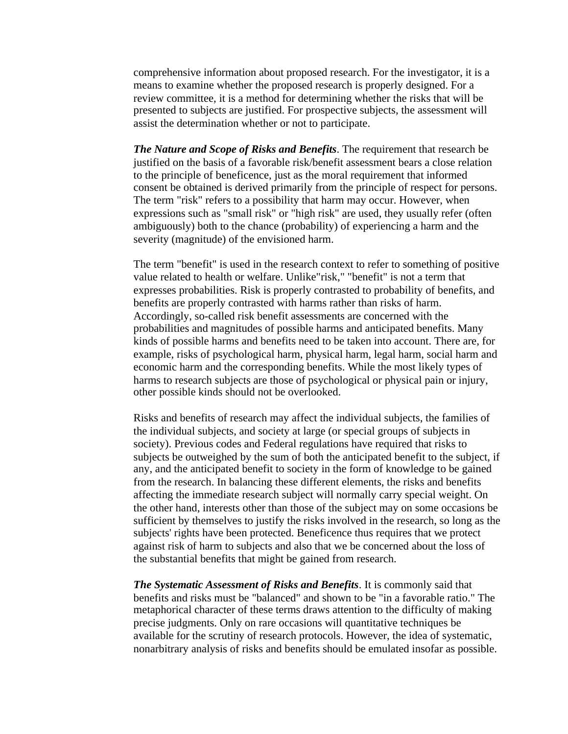comprehensive information about proposed research. For the investigator, it is a means to examine whether the proposed research is properly designed. For a review committee, it is a method for determining whether the risks that will be presented to subjects are justified. For prospective subjects, the assessment will assist the determination whether or not to participate.

***The Nature and Scope of Risks and Benefits***. The requirement that research be justified on the basis of a favorable risk/benefit assessment bears a close relation to the principle of beneficence, just as the moral requirement that informed consent be obtained is derived primarily from the principle of respect for persons. The term "risk" refers to a possibility that harm may occur. However, when expressions such as "small risk" or "high risk" are used, they usually refer (often ambiguously) both to the chance (probability) of experiencing a harm and the severity (magnitude) of the envisioned harm.

The term "benefit" is used in the research context to refer to something of positive value related to health or welfare. Unlike"risk," "benefit" is not a term that expresses probabilities. Risk is properly contrasted to probability of benefits, and benefits are properly contrasted with harms rather than risks of harm. Accordingly, so-called risk benefit assessments are concerned with the probabilities and magnitudes of possible harms and anticipated benefits. Many kinds of possible harms and benefits need to be taken into account. There are, for example, risks of psychological harm, physical harm, legal harm, social harm and economic harm and the corresponding benefits. While the most likely types of harms to research subjects are those of psychological or physical pain or injury, other possible kinds should not be overlooked.

Risks and benefits of research may affect the individual subjects, the families of the individual subjects, and society at large (or special groups of subjects in society). Previous codes and Federal regulations have required that risks to subjects be outweighed by the sum of both the anticipated benefit to the subject, if any, and the anticipated benefit to society in the form of knowledge to be gained from the research. In balancing these different elements, the risks and benefits affecting the immediate research subject will normally carry special weight. On the other hand, interests other than those of the subject may on some occasions be sufficient by themselves to justify the risks involved in the research, so long as the subjects' rights have been protected. Beneficence thus requires that we protect against risk of harm to subjects and also that we be concerned about the loss of the substantial benefits that might be gained from research.

***The Systematic Assessment of Risks and Benefits***. It is commonly said that benefits and risks must be "balanced" and shown to be "in a favorable ratio." The metaphorical character of these terms draws attention to the difficulty of making precise judgments. Only on rare occasions will quantitative techniques be available for the scrutiny of research protocols. However, the idea of systematic, nonarbitrary analysis of risks and benefits should be emulated insofar as possible.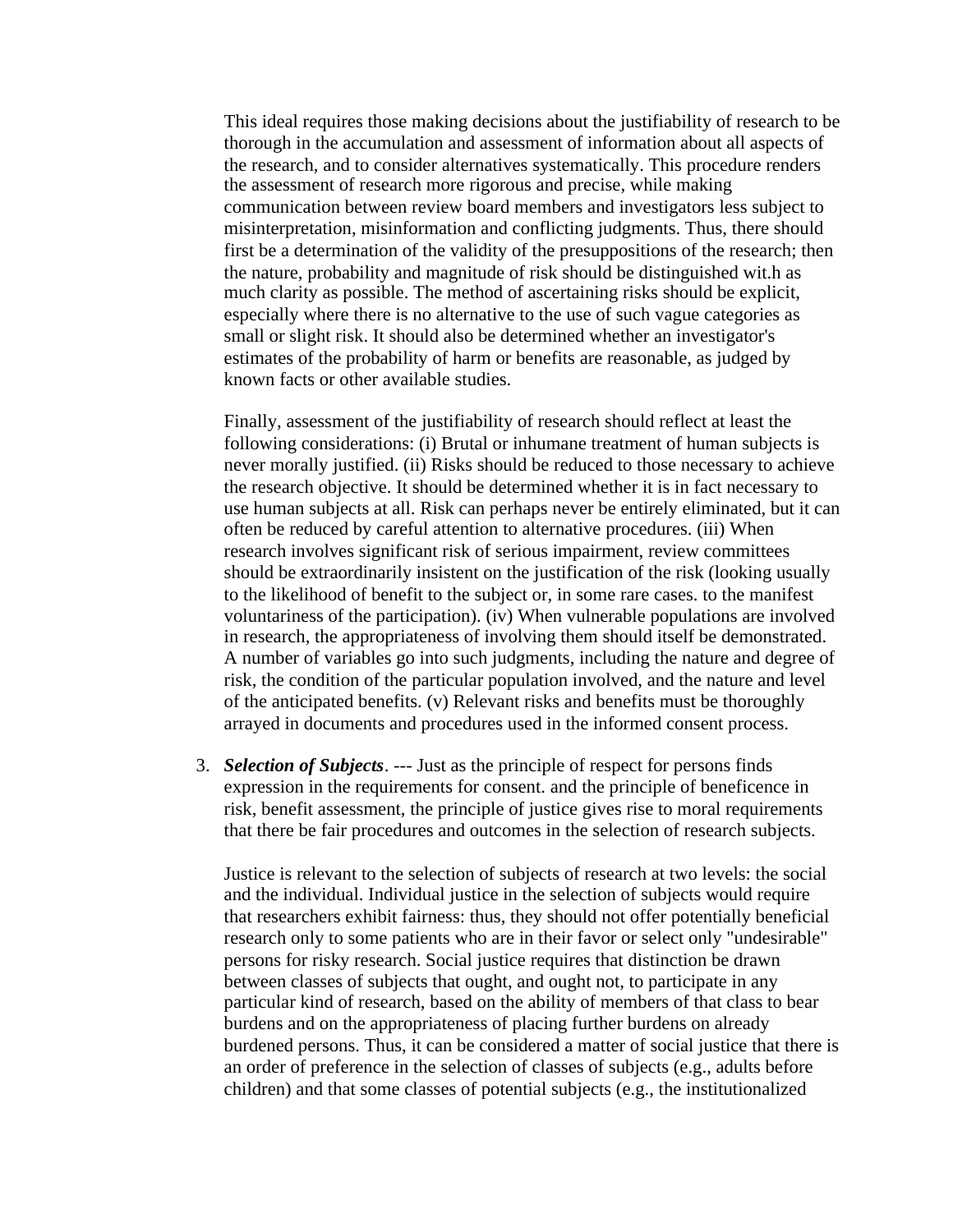This ideal requires those making decisions about the justifiability of research to be thorough in the accumulation and assessment of information about all aspects of the research, and to consider alternatives systematically. This procedure renders the assessment of research more rigorous and precise, while making communication between review board members and investigators less subject to misinterpretation, misinformation and conflicting judgments. Thus, there should first be a determination of the validity of the presuppositions of the research; then the nature, probability and magnitude of risk should be distinguished wit.h as much clarity as possible. The method of ascertaining risks should be explicit, especially where there is no alternative to the use of such vague categories as small or slight risk. It should also be determined whether an investigator's estimates of the probability of harm or benefits are reasonable, as judged by known facts or other available studies.

Finally, assessment of the justifiability of research should reflect at least the following considerations: (i) Brutal or inhumane treatment of human subjects is never morally justified. (ii) Risks should be reduced to those necessary to achieve the research objective. It should be determined whether it is in fact necessary to use human subjects at all. Risk can perhaps never be entirely eliminated, but it can often be reduced by careful attention to alternative procedures. (iii) When research involves significant risk of serious impairment, review committees should be extraordinarily insistent on the justification of the risk (looking usually to the likelihood of benefit to the subject or, in some rare cases. to the manifest voluntariness of the participation). (iv) When vulnerable populations are involved in research, the appropriateness of involving them should itself be demonstrated. A number of variables go into such judgments, including the nature and degree of risk, the condition of the particular population involved, and the nature and level of the anticipated benefits. (v) Relevant risks and benefits must be thoroughly arrayed in documents and procedures used in the informed consent process.

3. ***Selection of Subjects***. --- Just as the principle of respect for persons finds expression in the requirements for consent. and the principle of beneficence in risk, benefit assessment, the principle of justice gives rise to moral requirements that there be fair procedures and outcomes in the selection of research subjects.

   Justice is relevant to the selection of subjects of research at two levels: the social and the individual. Individual justice in the selection of subjects would require that researchers exhibit fairness: thus, they should not offer potentially beneficial research only to some patients who are in their favor or select only "undesirable" persons for risky research. Social justice requires that distinction be drawn between classes of subjects that ought, and ought not, to participate in any particular kind of research, based on the ability of members of that class to bear burdens and on the appropriateness of placing further burdens on already burdened persons. Thus, it can be considered a matter of social justice that there is an order of preference in the selection of classes of subjects (e.g., adults before children) and that some classes of potential subjects (e.g., the institutionalized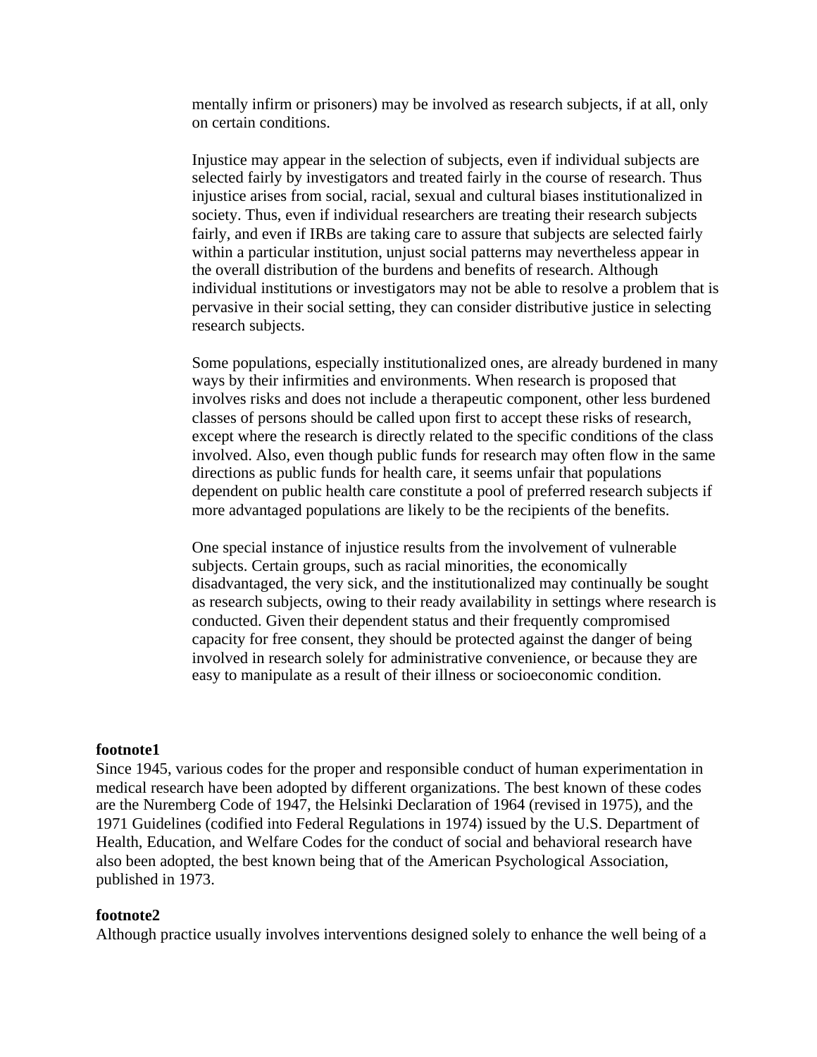mentally infirm or prisoners) may be involved as research subjects, if at all, only on certain conditions.

Injustice may appear in the selection of subjects, even if individual subjects are selected fairly by investigators and treated fairly in the course of research. Thus injustice arises from social, racial, sexual and cultural biases institutionalized in society. Thus, even if individual researchers are treating their research subjects fairly, and even if IRBs are taking care to assure that subjects are selected fairly within a particular institution, unjust social patterns may nevertheless appear in the overall distribution of the burdens and benefits of research. Although individual institutions or investigators may not be able to resolve a problem that is pervasive in their social setting, they can consider distributive justice in selecting research subjects.

Some populations, especially institutionalized ones, are already burdened in many ways by their infirmities and environments. When research is proposed that involves risks and does not include a therapeutic component, other less burdened classes of persons should be called upon first to accept these risks of research, except where the research is directly related to the specific conditions of the class involved. Also, even though public funds for research may often flow in the same directions as public funds for health care, it seems unfair that populations dependent on public health care constitute a pool of preferred research subjects if more advantaged populations are likely to be the recipients of the benefits.

One special instance of injustice results from the involvement of vulnerable subjects. Certain groups, such as racial minorities, the economically disadvantaged, the very sick, and the institutionalized may continually be sought as research subjects, owing to their ready availability in settings where research is conducted. Given their dependent status and their frequently compromised capacity for free consent, they should be protected against the danger of being involved in research solely for administrative convenience, or because they are easy to manipulate as a result of their illness or socioeconomic condition.

**footnote1**

Since 1945, various codes for the proper and responsible conduct of human experimentation in medical research have been adopted by different organizations. The best known of these codes are the Nuremberg Code of 1947, the Helsinki Declaration of 1964 (revised in 1975), and the 1971 Guidelines (codified into Federal Regulations in 1974) issued by the U.S. Department of Health, Education, and Welfare Codes for the conduct of social and behavioral research have also been adopted, the best known being that of the American Psychological Association, published in 1973.

**footnote2**

Although practice usually involves interventions designed solely to enhance the well being of a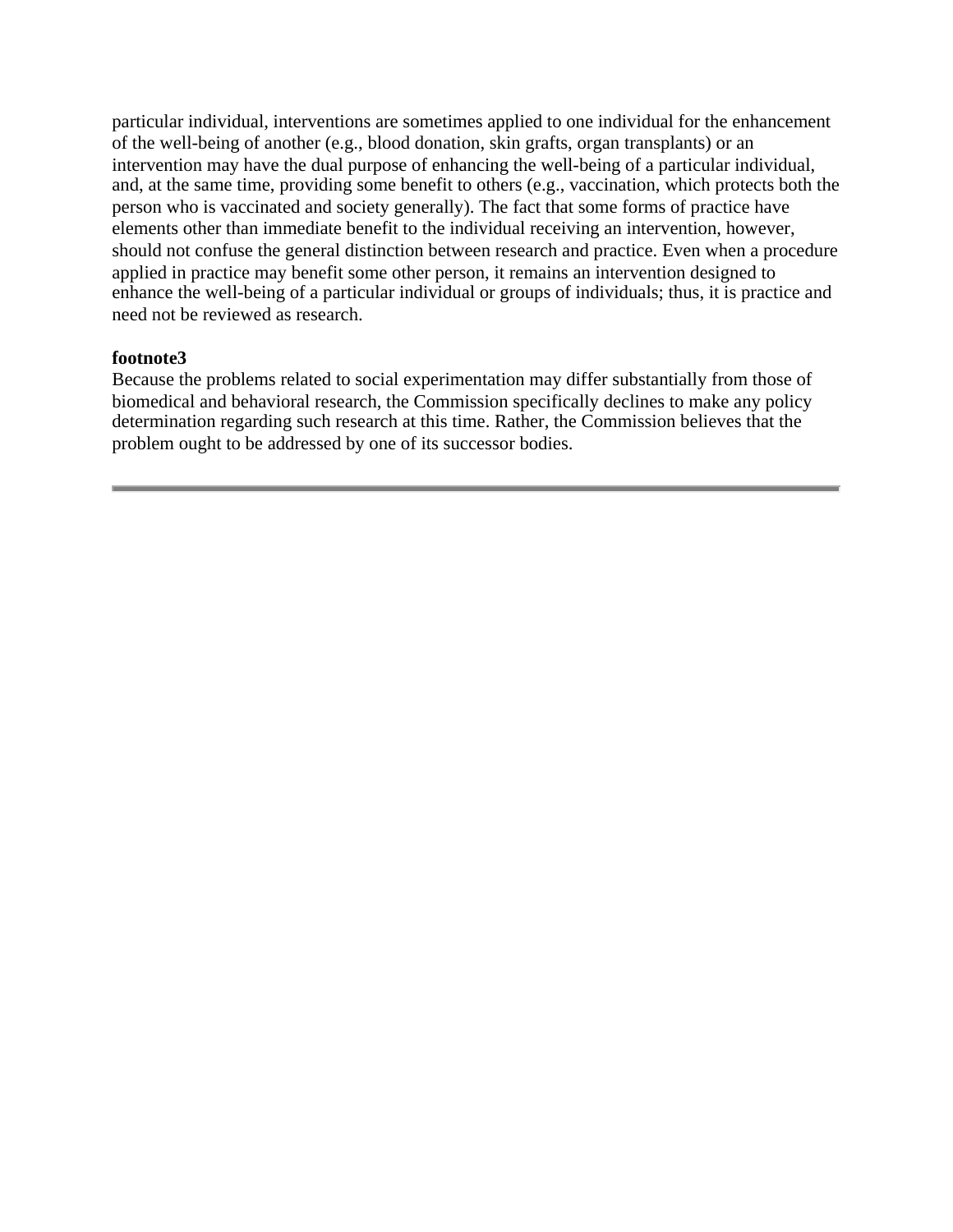particular individual, interventions are sometimes applied to one individual for the enhancement of the well-being of another (e.g., blood donation, skin grafts, organ transplants) or an intervention may have the dual purpose of enhancing the well-being of a particular individual, and, at the same time, providing some benefit to others (e.g., vaccination, which protects both the person who is vaccinated and society generally). The fact that some forms of practice have elements other than immediate benefit to the individual receiving an intervention, however, should not confuse the general distinction between research and practice. Even when a procedure applied in practice may benefit some other person, it remains an intervention designed to enhance the well-being of a particular individual or groups of individuals; thus, it is practice and need not be reviewed as research.

**footnote3**
Because the problems related to social experimentation may differ substantially from those of biomedical and behavioral research, the Commission specifically declines to make any policy determination regarding such research at this time. Rather, the Commission believes that the problem ought to be addressed by one of its successor bodies.

---